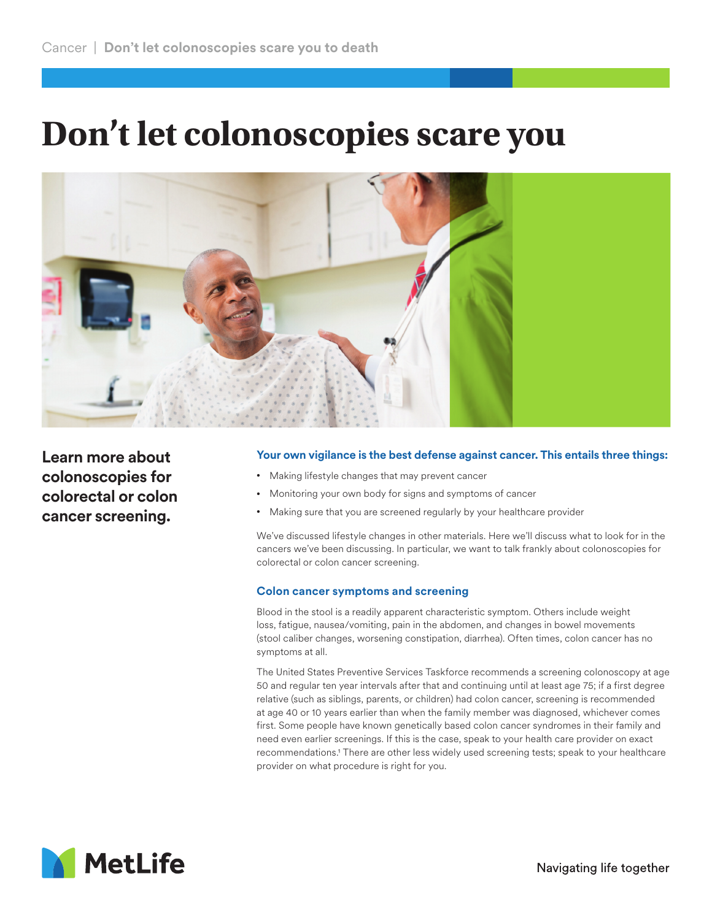# Don’t let colonoscopies scare you

**Learn more about colonoscopies for colorectal or colon cancer screening.**

**Your own vigilance is the best defense against cancer. This entails three things:**

- Making lifestyle changes that may prevent cancer
- Monitoring your own body for signs and symptoms of cancer
- Making sure that you are screened regularly by your healthcare provider

We’ve discussed lifestyle changes in other materials. Here we’ll discuss what to look for in the cancers we’ve been discussing. In particular, we want to talk frankly about colonoscopies for colorectal or colon cancer screening.

## Colon cancer symptoms and screening

Blood in the stool is a readily apparent characteristic symptom. Others include weight loss, fatigue, nausea/vomiting, pain in the abdomen, and changes in bowel movements (stool caliber changes, worsening constipation, diarrhea). Often times, colon cancer has no symptoms at all.

The United States Preventive Services Taskforce recommends a screening colonoscopy at age 50 and regular ten year intervals after that and continuing until at least age 75; if a first degree relative (such as siblings, parents, or children) had colon cancer, screening is recommended at age 40 or 10 years earlier than when the family member was diagnosed, whichever comes first. Some people have known genetically based colon cancer syndromes in their family and need even earlier screenings. If this is the case, speak to your health care provider on exact recommendations.[1] There are other less widely used screening tests; speak to your healthcare provider on what procedure is right for you.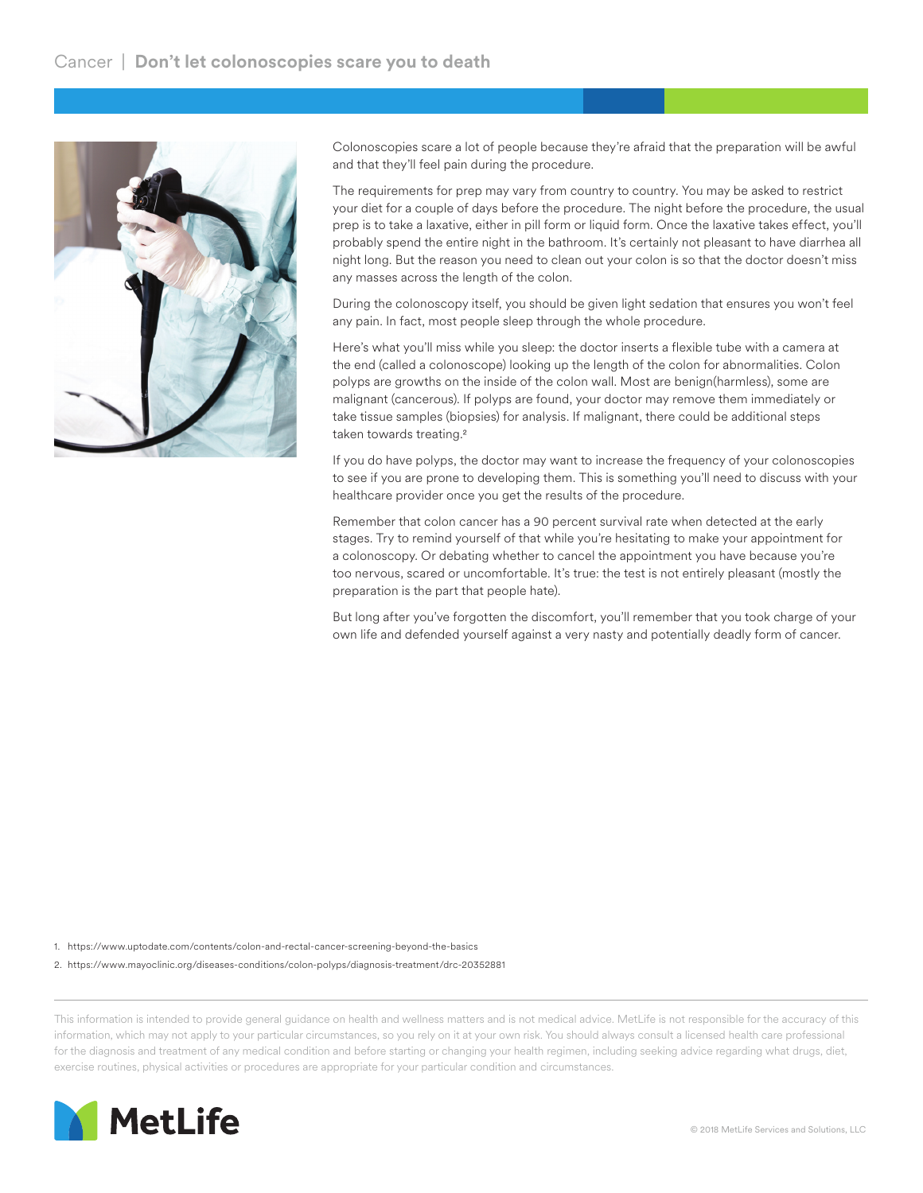Colonoscopies scare a lot of people because they're afraid that the preparation will be awful and that they'll feel pain during the procedure.

The requirements for prep may vary from country to country. You may be asked to restrict your diet for a couple of days before the procedure. The night before the procedure, the usual prep is to take a laxative, either in pill form or liquid form. Once the laxative takes effect, you'll probably spend the entire night in the bathroom. It's certainly not pleasant to have diarrhea all night long. But the reason you need to clean out your colon is so that the doctor doesn't miss any masses across the length of the colon.

During the colonoscopy itself, you should be given light sedation that ensures you won't feel any pain. In fact, most people sleep through the whole procedure.

Here's what you'll miss while you sleep: the doctor inserts a flexible tube with a camera at the end (called a colonoscope) looking up the length of the colon for abnormalities. Colon polyps are growths on the inside of the colon wall. Most are benign(harmless), some are malignant (cancerous). If polyps are found, your doctor may remove them immediately or take tissue samples (biopsies) for analysis. If malignant, there could be additional steps taken towards treating.[2]

If you do have polyps, the doctor may want to increase the frequency of your colonoscopies to see if you are prone to developing them. This is something you'll need to discuss with your healthcare provider once you get the results of the procedure.

Remember that colon cancer has a 90 percent survival rate when detected at the early stages. Try to remind yourself of that while you're hesitating to make your appointment for a colonoscopy. Or debating whether to cancel the appointment you have because you're too nervous, scared or uncomfortable. It's true: the test is not entirely pleasant (mostly the preparation is the part that people hate).

But long after you've forgotten the discomfort, you'll remember that you took charge of your own life and defended yourself against a very nasty and potentially deadly form of cancer.

1. https://www.uptodate.com/contents/colon-and-rectal-cancer-screening-beyond-the-basics
2. https://www.mayoclinic.org/diseases-conditions/colon-polyps/diagnosis-treatment/drc-20352881

This information is intended to provide general guidance on health and wellness matters and is not medical advice. MetLife is not responsible for the accuracy of this information, which may not apply to your particular circumstances, so you rely on it at your own risk. You should always consult a licensed health care professional for the diagnosis and treatment of any medical condition and before starting or changing your health regimen, including seeking advice regarding what drugs, diet, exercise routines, physical activities or procedures are appropriate for your particular condition and circumstances.

MetLife

© 2018 MetLife Services and Solutions, LLC